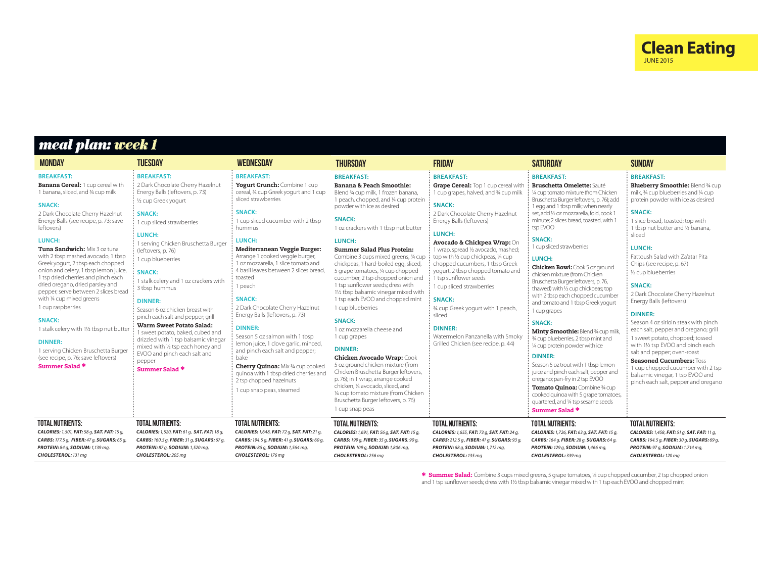Clean Eating
JUNE 2015

# meal plan: week 1

## MONDAY

**BREAKFAST:**

**Banana Cereal:** 1 cup cereal with 1 banana, sliced, and ¾ cup milk

**SNACK:**

2 Dark Chocolate Cherry Hazelnut Energy Balls (see recipe, p. 73; save leftovers)

**LUNCH:**

**Tuna Sandwich:** Mix 3 oz tuna with 2 tbsp mashed avocado, 1 tbsp Greek yogurt, 2 tsp each chopped onion and celery, 1 tbsp lemon juice, 1 tsp dried cherries and pinch each dried oregano, dried parsley and pepper; serve between 2 slices bread with ¼ cup mixed greens

1 cup raspberries

**SNACK:**

1 stalk celery with 1½ tbsp nut butter

**DINNER:**

1 serving Chicken Bruschetta Burger (see recipe, p. 76; save leftovers)

**Summer Salad ✱**

**TOTAL NUTRIENTS:**

***CALORIES:** 1,501, **FAT:** 58 g, **SAT. FAT:** 15 g, **CARBS:** 177.5 g, **FIBER:** 47 g, **SUGARS:** 65 g, **PROTEIN:** 84 g, **SODIUM:** 1,139 mg, **CHOLESTEROL:** 131 mg*

## TUESDAY

**BREAKFAST:**

2 Dark Chocolate Cherry Hazelnut Energy Balls (leftovers, p. 73)

½ cup Greek yogurt

**SNACK:**

1 cup sliced strawberries

**LUNCH:**

1 serving Chicken Bruschetta Burger (leftovers, p. 76)

1 cup blueberries

**SNACK:**

1 stalk celery and 1 oz crackers with 3 tbsp hummus

**DINNER:**

Season 6 oz chicken breast with pinch each salt and pepper; grill

**Warm Sweet Potato Salad:** 1 sweet potato, baked, cubed and drizzled with 1 tsp balsamic vinegar mixed with ½ tsp each honey and EVOO and pinch each salt and pepper

**Summer Salad ✱**

**TOTAL NUTRIENTS:**

***CALORIES:** 1,520, **FAT:** 61 g, **SAT. FAT:** 18 g, **CARBS:** 160.5 g, **FIBER:** 31 g, **SUGARS:** 67 g, **PROTEIN:** 87 g, **SODIUM:** 1,520 mg, **CHOLESTEROL:** 205 mg*

## WEDNESDAY

**BREAKFAST:**

**Yogurt Crunch:** Combine 1 cup cereal, ¾ cup Greek yogurt and 1 cup sliced strawberries

**SNACK:**

1 cup sliced cucumber with 2 tbsp hummus

**LUNCH:**

**Mediterranean Veggie Burger:** Arrange 1 cooked veggie burger, 1 oz mozzarella, 1 slice tomato and 4 basil leaves between 2 slices bread, toasted

1 peach

**SNACK:**

2 Dark Chocolate Cherry Hazelnut Energy Balls (leftovers, p. 73)

**DINNER:**

Season 5 oz salmon with 1 tbsp lemon juice, 1 clove garlic, minced, and pinch each salt and pepper; bake

**Cherry Quinoa:** Mix ¾ cup cooked quinoa with 1 tbsp dried cherries and 2 tsp chopped hazelnuts

1 cup snap peas, steamed

**TOTAL NUTRIENTS:**

***CALORIES:** 1,648, **FAT:** 72 g, **SAT. FAT:** 21 g, **CARBS:** 194.5 g, **FIBER:** 41 g, **SUGARS:** 60 g, **PROTEIN:** 85 g, **SODIUM:** 1,564 mg, **CHOLESTEROL:** 176 mg*

## THURSDAY

**BREAKFAST:**

**Banana & Peach Smoothie:** Blend ¾ cup milk, 1 frozen banana, 1 peach, chopped, and ¼ cup protein powder with ice as desired

**SNACK:**

1 oz crackers with 1 tbsp nut butter

**LUNCH:**

**Summer Salad Plus Protein:** Combine 3 cups mixed greens, ¾ cup chickpeas, 1 hard-boiled egg, sliced, 5 grape tomatoes, ¼ cup chopped cucumber, 2 tsp chopped onion and 1 tsp sunflower seeds; dress with 1½ tbsp balsamic vinegar mixed with 1 tsp each EVOO and chopped mint

1 cup blueberries

**SNACK:**

1 oz mozzarella cheese and 1 cup grapes

**DINNER:**

**Chicken Avocado Wrap:** Cook 5 oz ground chicken mixture (from Chicken Bruschetta Burger leftovers, p. 76); in 1 wrap, arrange cooked chicken, ¼ avocado, sliced, and ¼ cup tomato mixture (from Chicken Bruschetta Burger leftovers, p. 76)

1 cup snap peas

**TOTAL NUTRIENTS:**

***CALORIES:** 1,691, **FAT:** 56 g, **SAT. FAT:** 15 g, **CARBS:** 199 g, **FIBER:** 35 g, **SUGARS:** 90 g, **PROTEIN:** 109 g, **SODIUM:** 1,806 mg, **CHOLESTEROL:** 256 mg*

## FRIDAY

**BREAKFAST:**

**Grape Cereal:** Top 1 cup cereal with 1 cup grapes, halved, and ¾ cup milk

**SNACK:**

2 Dark Chocolate Cherry Hazelnut Energy Balls (leftovers)

**LUNCH:**

**Avocado & Chickpea Wrap:** On 1 wrap, spread ½ avocado, mashed; top with ½ cup chickpeas, ¼ cup chopped cucumbers, 1 tbsp Greek yogurt, 2 tbsp chopped tomato and 1 tsp sunflower seeds

1 cup sliced strawberries

**SNACK:**

¾ cup Greek yogurt with 1 peach, sliced

**DINNER:**

Watermelon Panzanella with Smoky Grilled Chicken (see recipe, p. 44)

**TOTAL NUTRIENTS:**

***CALORIES:** 1,655, **FAT:** 73 g, **SAT. FAT:** 24 g, **CARBS:** 212.5 g, **FIBER:** 41 g, **SUGARS:** 93 g, **PROTEIN:** 68 g, **SODIUM:** 1,712 mg, **CHOLESTEROL:** 135 mg*

## SATURDAY

**BREAKFAST:**

**Bruschetta Omelette:** Sauté ¼ cup tomato mixture (from Chicken Bruschetta Burger leftovers, p. 76); add 1 egg and 1 tbsp milk; when nearly set, add ½ oz mozzarella, fold, cook 1 minute; 2 slices bread, toasted, with 1 tsp EVOO

**SNACK:**

1 cup sliced strawberries

**LUNCH:**

**Chicken Bowl:** Cook 5 oz ground chicken mixture (from Chicken Bruschetta Burger leftovers, p. 76, thawed) with ½ cup chickpeas; top with 2 tbsp each chopped cucumber and tomato and 1 tbsp Greek yogurt

1 cup grapes

**SNACK:**

**Minty Smoothie:** Blend ¾ cup milk, ¾ cup blueberries, 2 tbsp mint and ¼ cup protein powder with ice

**DINNER:**

Season 5 oz trout with 1 tbsp lemon juice and pinch each salt, pepper and oregano; pan-fry in 2 tsp EVOO

**Tomato Quinoa:** Combine ¾ cup cooked quinoa with 5 grape tomatoes, quartered, and ¼ tsp sesame seeds

**Summer Salad ✱**

**TOTAL NUTRIENTS:**

***CALORIES:** 1,726, **FAT:** 63 g, **SAT. FAT:** 15 g, **CARBS:** 164 g, **FIBER:** 28 g, **SUGARS:** 64 g, **PROTEIN:** 129 g, **SODIUM:** 1,466 mg, **CHOLESTEROL:** 339 mg*

## SUNDAY

**BREAKFAST:**

**Blueberry Smoothie:** Blend ¾ cup milk, ¾ cup blueberries and ¼ cup protein powder with ice as desired

**SNACK:**

1 slice bread, toasted; top with 1 tbsp nut butter and ½ banana, sliced

**LUNCH:**

Fattoush Salad with Za'atar Pita Chips (see recipe, p. 67)

½ cup blueberries

**SNACK:**

2 Dark Chocolate Cherry Hazelnut Energy Balls (leftovers)

**DINNER:**

Season 4 oz sirloin steak with pinch each salt, pepper and oregano; grill

1 sweet potato, chopped; tossed with 1½ tsp EVOO and pinch each salt and pepper; oven-roast

**Seasoned Cucumbers:** Toss 1 cup chopped cucumber with 2 tsp balsamic vinegar, 1 tsp EVOO and pinch each salt, pepper and oregano

**TOTAL NUTRIENTS:**

***CALORIES:** 1,458, **FAT:** 51 g, **SAT. FAT:** 11 g, **CARBS:** 164.5 g, **FIBER:** 30 g, **SUGARS:** 69 g, **PROTEIN:** 97 g, **SODIUM:** 1,714 mg, **CHOLESTEROL:** 120 mg*

---

✱ **Summer Salad:** Combine 3 cups mixed greens, 5 grape tomatoes, ¼ cup chopped cucumber, 2 tsp chopped onion and 1 tsp sunflower seeds; dress with 1½ tbsp balsamic vinegar mixed with 1 tsp each EVOO and chopped mint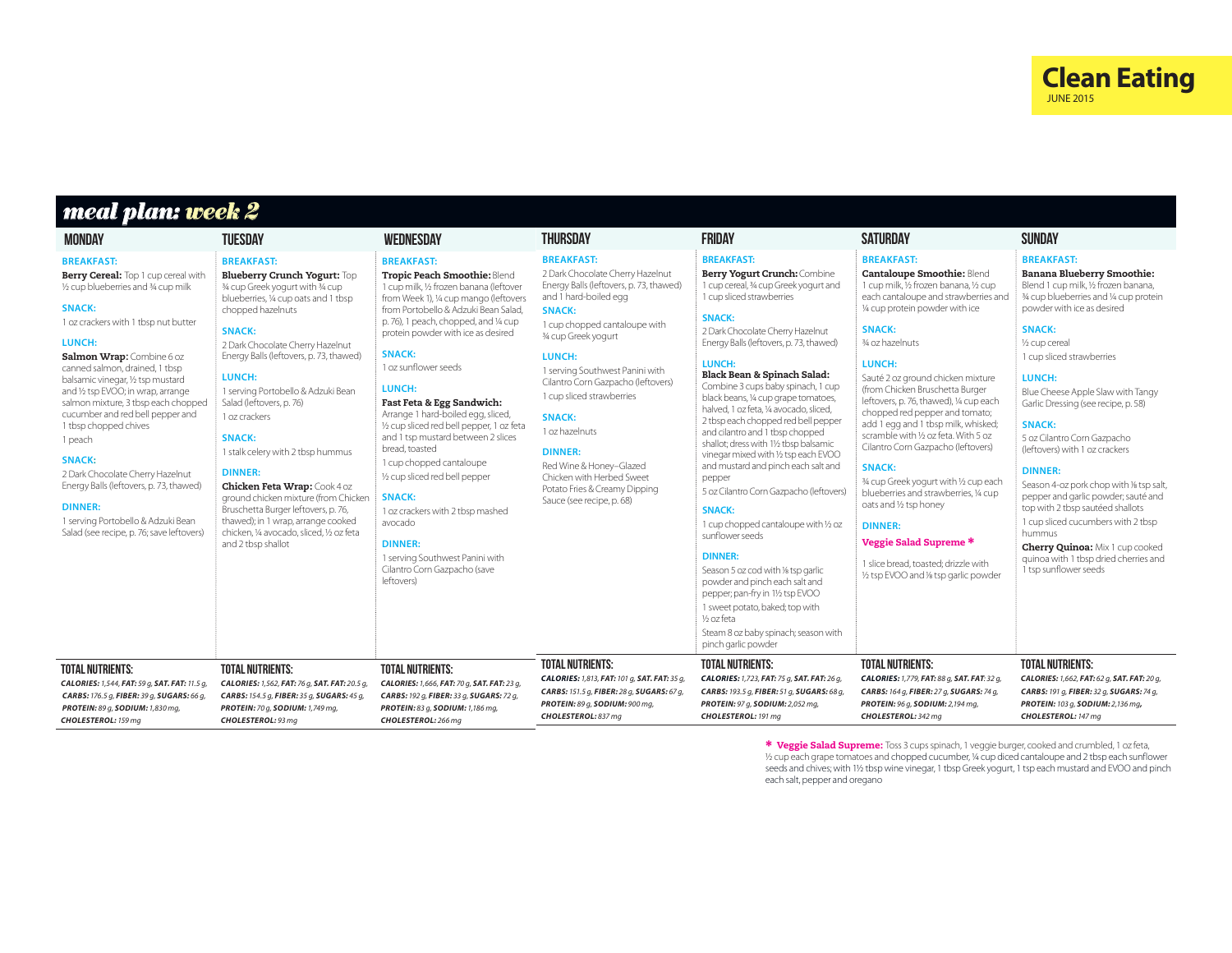**Clean Eating**
JUNE 2015

# meal plan: week 2

## MONDAY

**BREAKFAST:**

**Berry Cereal:** Top 1 cup cereal with ½ cup blueberries and ¾ cup milk

**SNACK:**

1 oz crackers with 1 tbsp nut butter

**LUNCH:**

**Salmon Wrap:** Combine 6 oz canned salmon, drained, 1 tbsp balsamic vinegar, ½ tsp mustard and ½ tsp EVOO; in wrap, arrange salmon mixture, 3 tbsp each chopped cucumber and red bell pepper and 1 tbsp chopped chives

1 peach

**SNACK:**

2 Dark Chocolate Cherry Hazelnut Energy Balls (leftovers, p. 73, thawed)

**DINNER:**

1 serving Portobello & Adzuki Bean Salad (see recipe, p. 76; save leftovers)

**TOTAL NUTRIENTS:**

*CALORIES: 1,544, FAT: 59 g, SAT. FAT: 11.5 g, CARBS: 176.5 g, FIBER: 39 g, SUGARS: 66 g, PROTEIN: 89 g, SODIUM: 1,830 mg, CHOLESTEROL: 159 mg*

## TUESDAY

**BREAKFAST:**

**Blueberry Crunch Yogurt:** Top ¾ cup Greek yogurt with ¾ cup blueberries, ¼ cup oats and 1 tbsp chopped hazelnuts

**SNACK:**

2 Dark Chocolate Cherry Hazelnut Energy Balls (leftovers, p. 73, thawed)

**LUNCH:**

1 serving Portobello & Adzuki Bean Salad (leftovers, p. 76)

1 oz crackers

**SNACK:**

1 stalk celery with 2 tbsp hummus

**DINNER:**

**Chicken Feta Wrap:** Cook 4 oz ground chicken mixture (from Chicken Bruschetta Burger leftovers, p. 76, thawed); in 1 wrap, arrange cooked chicken, ¼ avocado, sliced, ½ oz feta and 2 tbsp shallot

**TOTAL NUTRIENTS:**

*CALORIES: 1,562, FAT: 76 g, SAT. FAT: 20.5 g, CARBS: 154.5 g, FIBER: 35 g, SUGARS: 45 g, PROTEIN: 70 g, SODIUM: 1,749 mg, CHOLESTEROL: 93 mg*

## WEDNESDAY

**BREAKFAST:**

**Tropic Peach Smoothie:** Blend 1 cup milk, ½ frozen banana (leftover from Week 1), ¼ cup mango (leftovers from Portobello & Adzuki Bean Salad, p. 76), 1 peach, chopped, and ¼ cup protein powder with ice as desired

**SNACK:**

1 oz sunflower seeds

**LUNCH:**

**Fast Feta & Egg Sandwich:** Arrange 1 hard-boiled egg, sliced, ½ cup sliced red bell pepper, 1 oz feta and 1 tsp mustard between 2 slices bread, toasted

1 cup chopped cantaloupe

½ cup sliced red bell pepper

**SNACK:**

1 oz crackers with 2 tbsp mashed avocado

**DINNER:**

1 serving Southwest Panini with Cilantro Corn Gazpacho (save leftovers)

**TOTAL NUTRIENTS:**

*CALORIES: 1,666, FAT: 70 g, SAT. FAT: 23 g, CARBS: 192 g, FIBER: 33 g, SUGARS: 72 g, PROTEIN: 83 g, SODIUM: 1,186 mg, CHOLESTEROL: 266 mg*

## THURSDAY

**BREAKFAST:**

2 Dark Chocolate Cherry Hazelnut Energy Balls (leftovers, p. 73, thawed) and 1 hard-boiled egg

**SNACK:**

1 cup chopped cantaloupe with ¾ cup Greek yogurt

**LUNCH:**

1 serving Southwest Panini with Cilantro Corn Gazpacho (leftovers)

1 cup sliced strawberries

**SNACK:**

1 oz hazelnuts

**DINNER:**

Red Wine & Honey–Glazed Chicken with Herbed Sweet Potato Fries & Creamy Dipping Sauce (see recipe, p. 68)

**TOTAL NUTRIENTS:**

*CALORIES: 1,813, FAT: 101 g, SAT. FAT: 35 g, CARBS: 151.5 g, FIBER: 28 g, SUGARS: 67 g, PROTEIN: 89 g, SODIUM: 900 mg, CHOLESTEROL: 837 mg*

## FRIDAY

**BREAKFAST:**

**Berry Yogurt Crunch:** Combine 1 cup cereal, ¾ cup Greek yogurt and 1 cup sliced strawberries

**SNACK:**

2 Dark Chocolate Cherry Hazelnut Energy Balls (leftovers, p. 73, thawed)

**LUNCH:**

**Black Bean & Spinach Salad:** Combine 3 cups baby spinach, 1 cup black beans, ¼ cup grape tomatoes, halved, 1 oz feta, ¼ avocado, sliced, 2 tbsp each chopped red bell pepper and cilantro and 1 tbsp chopped shallot; dress with 1½ tbsp balsamic vinegar mixed with ½ tsp each EVOO and mustard and pinch each salt and pepper

5 oz Cilantro Corn Gazpacho (leftovers)

**SNACK:**

1 cup chopped cantaloupe with ½ oz sunflower seeds

**DINNER:**

Season 5 oz cod with ⅛ tsp garlic powder and pinch each salt and pepper; pan-fry in 1½ tsp EVOO

1 sweet potato, baked; top with ½ oz feta

Steam 8 oz baby spinach; season with pinch garlic powder

**TOTAL NUTRIENTS:**

*CALORIES: 1,723, FAT: 75 g, SAT. FAT: 26 g, CARBS: 193.5 g, FIBER: 51 g, SUGARS: 68 g, PROTEIN: 97 g, SODIUM: 2,052 mg, CHOLESTEROL: 191 mg*

## SATURDAY

**BREAKFAST:**

**Cantaloupe Smoothie:** Blend 1 cup milk, ½ frozen banana, ½ cup each cantaloupe and strawberries and ¼ cup protein powder with ice

**SNACK:**

¾ oz hazelnuts

**LUNCH:**

Sauté 2 oz ground chicken mixture (from Chicken Bruschetta Burger leftovers, p. 76, thawed), ¼ cup each chopped red pepper and tomato; add 1 egg and 1 tbsp milk, whisked; scramble with ½ oz feta. With 5 oz Cilantro Corn Gazpacho (leftovers)

**SNACK:**

¾ cup Greek yogurt with ½ cup each blueberries and strawberries, ¼ cup oats and ½ tsp honey

**DINNER:**

**Veggie Salad Supreme ***

1 slice bread, toasted; drizzle with ½ tsp EVOO and ⅛ tsp garlic powder

**TOTAL NUTRIENTS:**

*CALORIES: 1,779, FAT: 88 g, SAT. FAT: 32 g, CARBS: 164 g, FIBER: 27 g, SUGARS: 74 g, PROTEIN: 96 g, SODIUM: 2,194 mg, CHOLESTEROL: 342 mg*

## SUNDAY

**BREAKFAST:**

**Banana Blueberry Smoothie:** Blend 1 cup milk, ½ frozen banana, ¾ cup blueberries and ¼ cup protein powder with ice as desired

**SNACK:**

½ cup cereal

1 cup sliced strawberries

**LUNCH:**

Blue Cheese Apple Slaw with Tangy Garlic Dressing (see recipe, p. 58)

**SNACK:**

5 oz Cilantro Corn Gazpacho (leftovers) with 1 oz crackers

**DINNER:**

Season 4-oz pork chop with ⅛ tsp salt, pepper and garlic powder; sauté and top with 2 tbsp sautéed shallots

1 cup sliced cucumbers with 2 tbsp hummus

**Cherry Quinoa:** Mix 1 cup cooked quinoa with 1 tbsp dried cherries and 1 tsp sunflower seeds

**TOTAL NUTRIENTS:**

*CALORIES: 1,662, FAT: 62 g, SAT. FAT: 20 g, CARBS: 191 g, FIBER: 32 g, SUGARS: 74 g, PROTEIN: 103 g, SODIUM: 2,136 mg, CHOLESTEROL: 147 mg*

---

* **Veggie Salad Supreme:** Toss 3 cups spinach, 1 veggie burger, cooked and crumbled, 1 oz feta, ½ cup each grape tomatoes and chopped cucumber, ¼ cup diced cantaloupe and 2 tbsp each sunflower seeds and chives; with 1½ tbsp wine vinegar, 1 tbsp Greek yogurt, 1 tsp each mustard and EVOO and pinch each salt, pepper and oregano